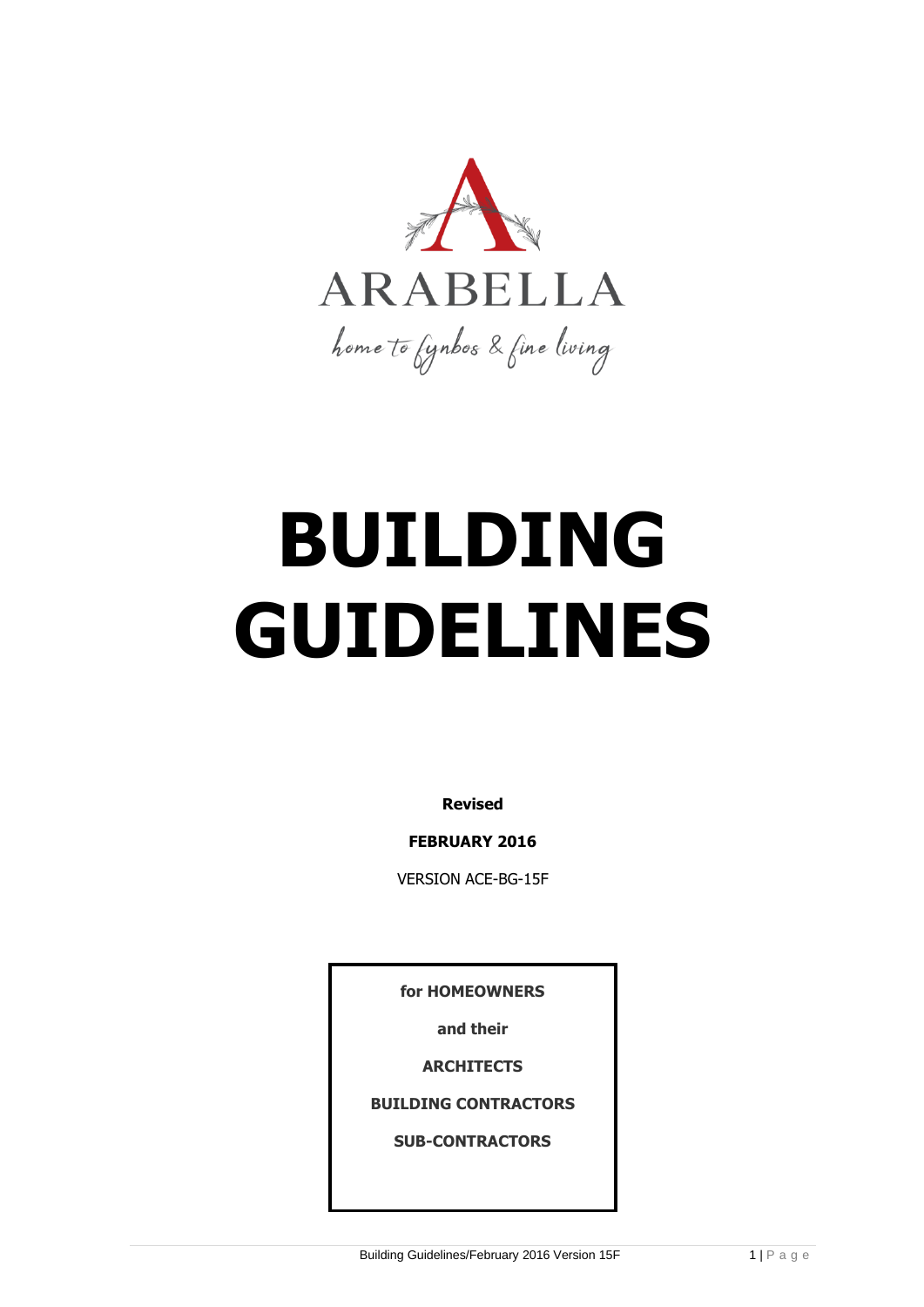ARABELLA

home to fynbos & fine living

# BUILDING GUIDELINES

**Revised**

**FEBRUARY 2016**

VERSION ACE-BG-15F

**for HOMEOWNERS**

**and their**

**ARCHITECTS**

**BUILDING CONTRACTORS**

**SUB-CONTRACTORS**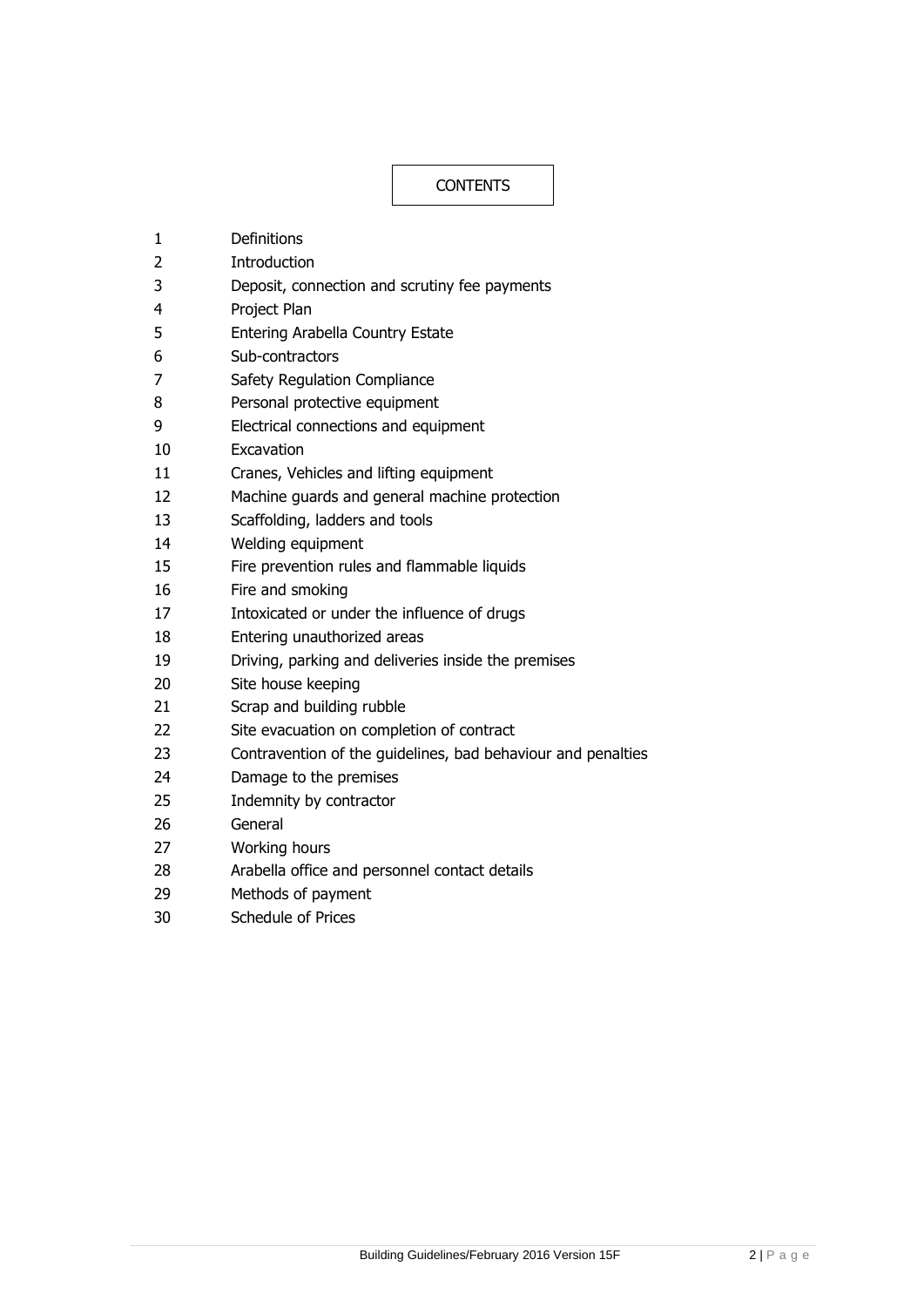# CONTENTS

| | |
|---|---|
| 1 | Definitions |
| 2 | Introduction |
| 3 | Deposit, connection and scrutiny fee payments |
| 4 | Project Plan |
| 5 | Entering Arabella Country Estate |
| 6 | Sub-contractors |
| 7 | Safety Regulation Compliance |
| 8 | Personal protective equipment |
| 9 | Electrical connections and equipment |
| 10 | Excavation |
| 11 | Cranes, Vehicles and lifting equipment |
| 12 | Machine guards and general machine protection |
| 13 | Scaffolding, ladders and tools |
| 14 | Welding equipment |
| 15 | Fire prevention rules and flammable liquids |
| 16 | Fire and smoking |
| 17 | Intoxicated or under the influence of drugs |
| 18 | Entering unauthorized areas |
| 19 | Driving, parking and deliveries inside the premises |
| 20 | Site house keeping |
| 21 | Scrap and building rubble |
| 22 | Site evacuation on completion of contract |
| 23 | Contravention of the guidelines, bad behaviour and penalties |
| 24 | Damage to the premises |
| 25 | Indemnity by contractor |
| 26 | General |
| 27 | Working hours |
| 28 | Arabella office and personnel contact details |
| 29 | Methods of payment |
| 30 | Schedule of Prices |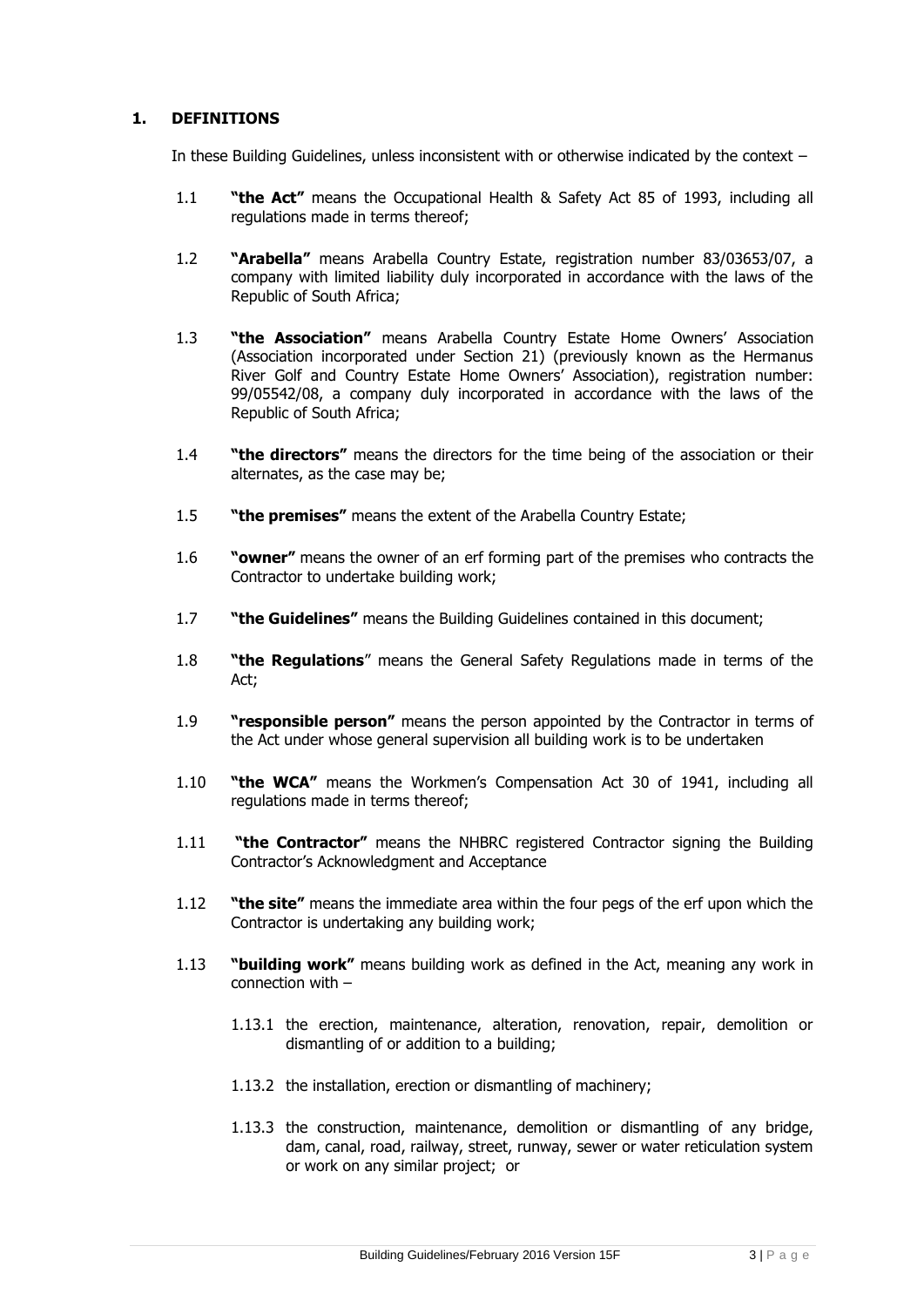## 1. DEFINITIONS

In these Building Guidelines, unless inconsistent with or otherwise indicated by the context –

1.1 **"the Act"** means the Occupational Health & Safety Act 85 of 1993, including all regulations made in terms thereof;

1.2 **"Arabella"** means Arabella Country Estate, registration number 83/03653/07, a company with limited liability duly incorporated in accordance with the laws of the Republic of South Africa;

1.3 **"the Association"** means Arabella Country Estate Home Owners' Association (Association incorporated under Section 21) (previously known as the Hermanus River Golf and Country Estate Home Owners' Association), registration number: 99/05542/08, a company duly incorporated in accordance with the laws of the Republic of South Africa;

1.4 **"the directors"** means the directors for the time being of the association or their alternates, as the case may be;

1.5 **"the premises"** means the extent of the Arabella Country Estate;

1.6 **"owner"** means the owner of an erf forming part of the premises who contracts the Contractor to undertake building work;

1.7 **"the Guidelines"** means the Building Guidelines contained in this document;

1.8 **"the Regulations"** means the General Safety Regulations made in terms of the Act;

1.9 **"responsible person"** means the person appointed by the Contractor in terms of the Act under whose general supervision all building work is to be undertaken

1.10 **"the WCA"** means the Workmen's Compensation Act 30 of 1941, including all regulations made in terms thereof;

1.11 **"the Contractor"** means the NHBRC registered Contractor signing the Building Contractor's Acknowledgment and Acceptance

1.12 **"the site"** means the immediate area within the four pegs of the erf upon which the Contractor is undertaking any building work;

1.13 **"building work"** means building work as defined in the Act, meaning any work in connection with –

1.13.1 the erection, maintenance, alteration, renovation, repair, demolition or dismantling of or addition to a building;

1.13.2 the installation, erection or dismantling of machinery;

1.13.3 the construction, maintenance, demolition or dismantling of any bridge, dam, canal, road, railway, street, runway, sewer or water reticulation system or work on any similar project; or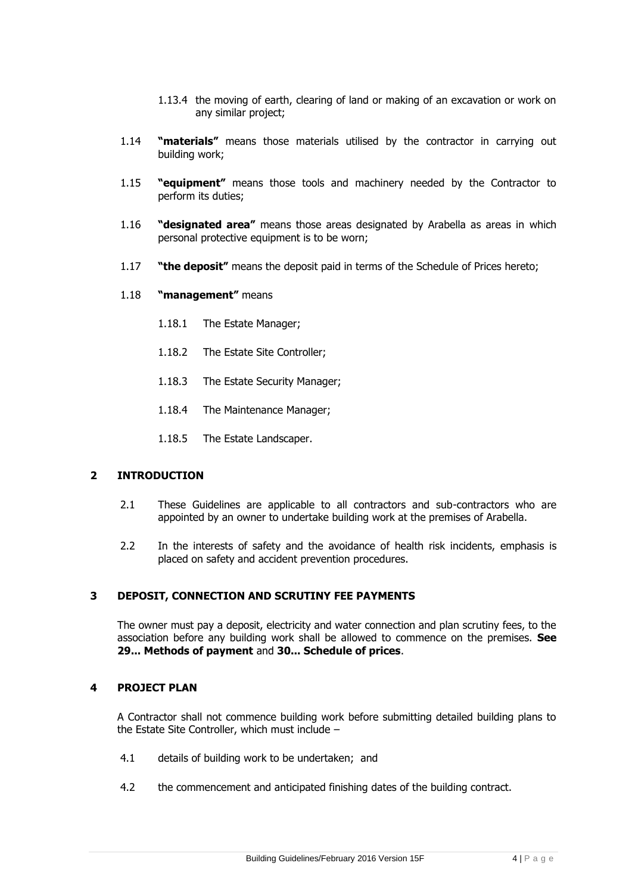1.13.4 the moving of earth, clearing of land or making of an excavation or work on any similar project;

1.14 **"materials"** means those materials utilised by the contractor in carrying out building work;

1.15 **"equipment"** means those tools and machinery needed by the Contractor to perform its duties;

1.16 **"designated area"** means those areas designated by Arabella as areas in which personal protective equipment is to be worn;

1.17 **"the deposit"** means the deposit paid in terms of the Schedule of Prices hereto;

1.18 **"management"** means

1.18.1 The Estate Manager;

1.18.2 The Estate Site Controller;

1.18.3 The Estate Security Manager;

1.18.4 The Maintenance Manager;

1.18.5 The Estate Landscaper.

## 2 INTRODUCTION

2.1 These Guidelines are applicable to all contractors and sub-contractors who are appointed by an owner to undertake building work at the premises of Arabella.

2.2 In the interests of safety and the avoidance of health risk incidents, emphasis is placed on safety and accident prevention procedures.

## 3 DEPOSIT, CONNECTION AND SCRUTINY FEE PAYMENTS

The owner must pay a deposit, electricity and water connection and plan scrutiny fees, to the association before any building work shall be allowed to commence on the premises. **See 29... Methods of payment** and **30... Schedule of prices**.

## 4 PROJECT PLAN

A Contractor shall not commence building work before submitting detailed building plans to the Estate Site Controller, which must include –

4.1 details of building work to be undertaken; and

4.2 the commencement and anticipated finishing dates of the building contract.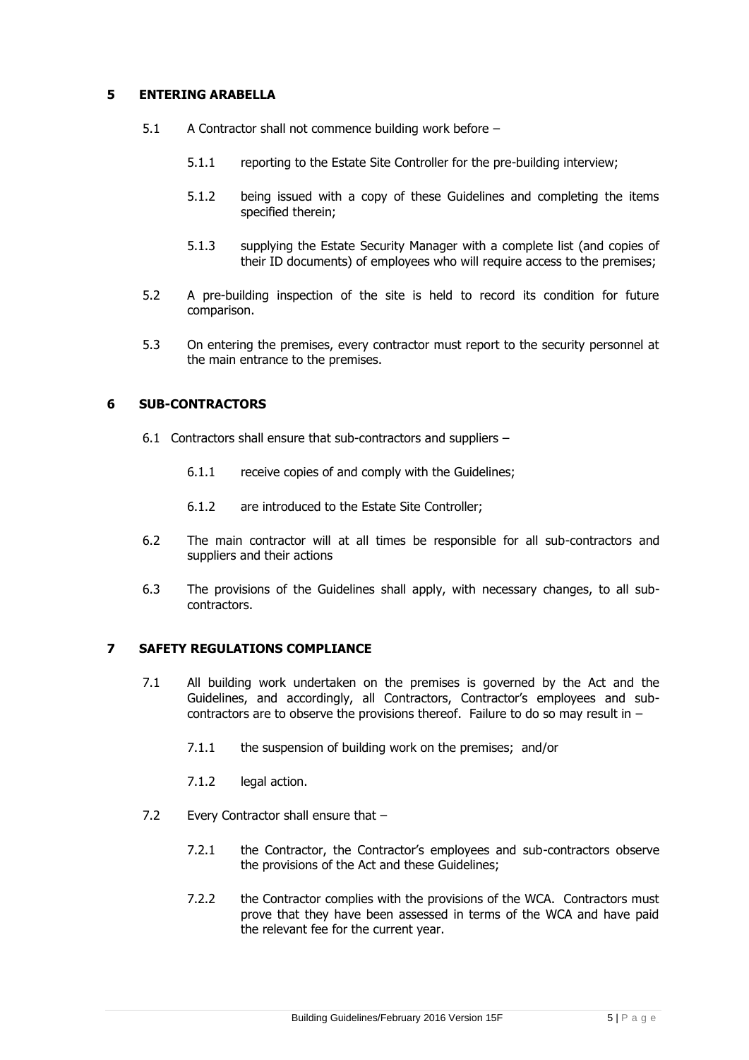## 5 ENTERING ARABELLA

5.1 A Contractor shall not commence building work before –

5.1.1 reporting to the Estate Site Controller for the pre-building interview;

5.1.2 being issued with a copy of these Guidelines and completing the items specified therein;

5.1.3 supplying the Estate Security Manager with a complete list (and copies of their ID documents) of employees who will require access to the premises;

5.2 A pre-building inspection of the site is held to record its condition for future comparison.

5.3 On entering the premises, every contractor must report to the security personnel at the main entrance to the premises.

## 6 SUB-CONTRACTORS

6.1 Contractors shall ensure that sub-contractors and suppliers –

6.1.1 receive copies of and comply with the Guidelines;

6.1.2 are introduced to the Estate Site Controller;

6.2 The main contractor will at all times be responsible for all sub-contractors and suppliers and their actions

6.3 The provisions of the Guidelines shall apply, with necessary changes, to all sub-contractors.

## 7 SAFETY REGULATIONS COMPLIANCE

7.1 All building work undertaken on the premises is governed by the Act and the Guidelines, and accordingly, all Contractors, Contractor's employees and sub-contractors are to observe the provisions thereof. Failure to do so may result in –

7.1.1 the suspension of building work on the premises; and/or

7.1.2 legal action.

7.2 Every Contractor shall ensure that –

7.2.1 the Contractor, the Contractor's employees and sub-contractors observe the provisions of the Act and these Guidelines;

7.2.2 the Contractor complies with the provisions of the WCA. Contractors must prove that they have been assessed in terms of the WCA and have paid the relevant fee for the current year.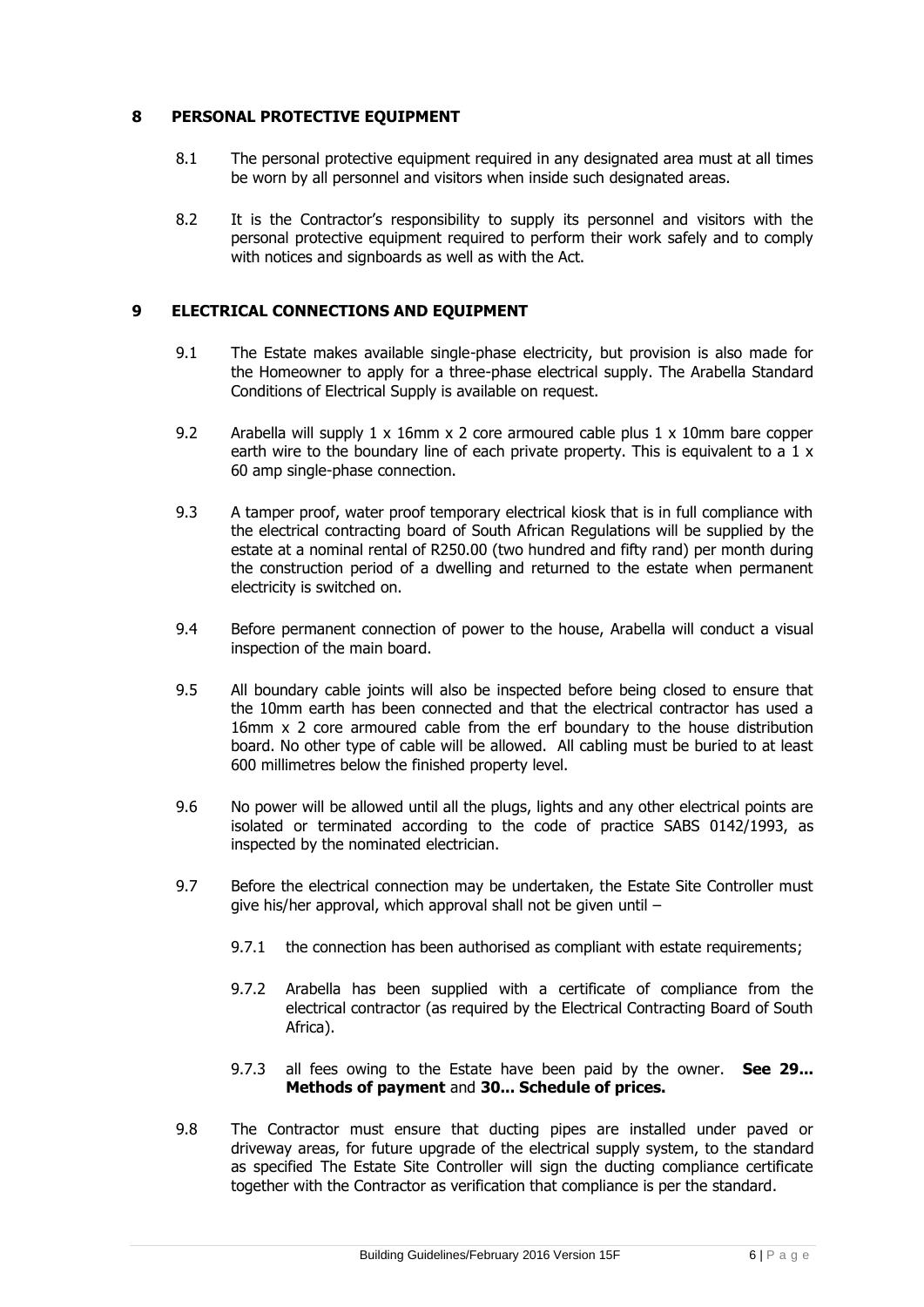## 8 PERSONAL PROTECTIVE EQUIPMENT

8.1 The personal protective equipment required in any designated area must at all times be worn by all personnel and visitors when inside such designated areas.

8.2 It is the Contractor's responsibility to supply its personnel and visitors with the personal protective equipment required to perform their work safely and to comply with notices and signboards as well as with the Act.

## 9 ELECTRICAL CONNECTIONS AND EQUIPMENT

9.1 The Estate makes available single-phase electricity, but provision is also made for the Homeowner to apply for a three-phase electrical supply. The Arabella Standard Conditions of Electrical Supply is available on request.

9.2 Arabella will supply 1 x 16mm x 2 core armoured cable plus 1 x 10mm bare copper earth wire to the boundary line of each private property. This is equivalent to a 1 x 60 amp single-phase connection.

9.3 A tamper proof, water proof temporary electrical kiosk that is in full compliance with the electrical contracting board of South African Regulations will be supplied by the estate at a nominal rental of R250.00 (two hundred and fifty rand) per month during the construction period of a dwelling and returned to the estate when permanent electricity is switched on.

9.4 Before permanent connection of power to the house, Arabella will conduct a visual inspection of the main board.

9.5 All boundary cable joints will also be inspected before being closed to ensure that the 10mm earth has been connected and that the electrical contractor has used a 16mm x 2 core armoured cable from the erf boundary to the house distribution board. No other type of cable will be allowed. All cabling must be buried to at least 600 millimetres below the finished property level.

9.6 No power will be allowed until all the plugs, lights and any other electrical points are isolated or terminated according to the code of practice SABS 0142/1993, as inspected by the nominated electrician.

9.7 Before the electrical connection may be undertaken, the Estate Site Controller must give his/her approval, which approval shall not be given until –

9.7.1 the connection has been authorised as compliant with estate requirements;

9.7.2 Arabella has been supplied with a certificate of compliance from the electrical contractor (as required by the Electrical Contracting Board of South Africa).

9.7.3 all fees owing to the Estate have been paid by the owner. **See 29... Methods of payment** and **30... Schedule of prices.**

9.8 The Contractor must ensure that ducting pipes are installed under paved or driveway areas, for future upgrade of the electrical supply system, to the standard as specified The Estate Site Controller will sign the ducting compliance certificate together with the Contractor as verification that compliance is per the standard.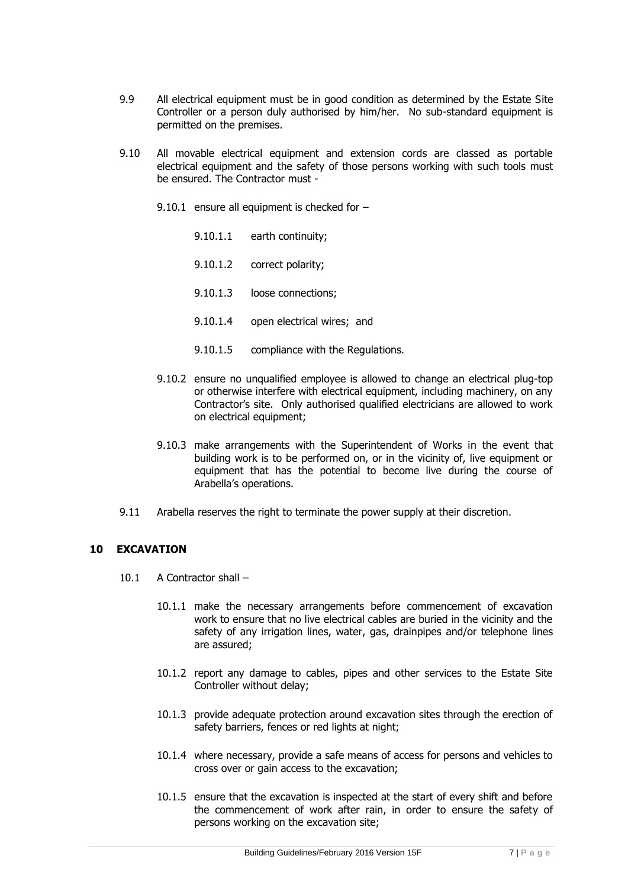9.9 All electrical equipment must be in good condition as determined by the Estate Site Controller or a person duly authorised by him/her. No sub-standard equipment is permitted on the premises.

9.10 All movable electrical equipment and extension cords are classed as portable electrical equipment and the safety of those persons working with such tools must be ensured. The Contractor must -

9.10.1 ensure all equipment is checked for –

9.10.1.1 earth continuity;

9.10.1.2 correct polarity;

9.10.1.3 loose connections;

9.10.1.4 open electrical wires; and

9.10.1.5 compliance with the Regulations.

9.10.2 ensure no unqualified employee is allowed to change an electrical plug-top or otherwise interfere with electrical equipment, including machinery, on any Contractor's site. Only authorised qualified electricians are allowed to work on electrical equipment;

9.10.3 make arrangements with the Superintendent of Works in the event that building work is to be performed on, or in the vicinity of, live equipment or equipment that has the potential to become live during the course of Arabella's operations.

9.11 Arabella reserves the right to terminate the power supply at their discretion.

## 10 EXCAVATION

10.1 A Contractor shall –

10.1.1 make the necessary arrangements before commencement of excavation work to ensure that no live electrical cables are buried in the vicinity and the safety of any irrigation lines, water, gas, drainpipes and/or telephone lines are assured;

10.1.2 report any damage to cables, pipes and other services to the Estate Site Controller without delay;

10.1.3 provide adequate protection around excavation sites through the erection of safety barriers, fences or red lights at night;

10.1.4 where necessary, provide a safe means of access for persons and vehicles to cross over or gain access to the excavation;

10.1.5 ensure that the excavation is inspected at the start of every shift and before the commencement of work after rain, in order to ensure the safety of persons working on the excavation site;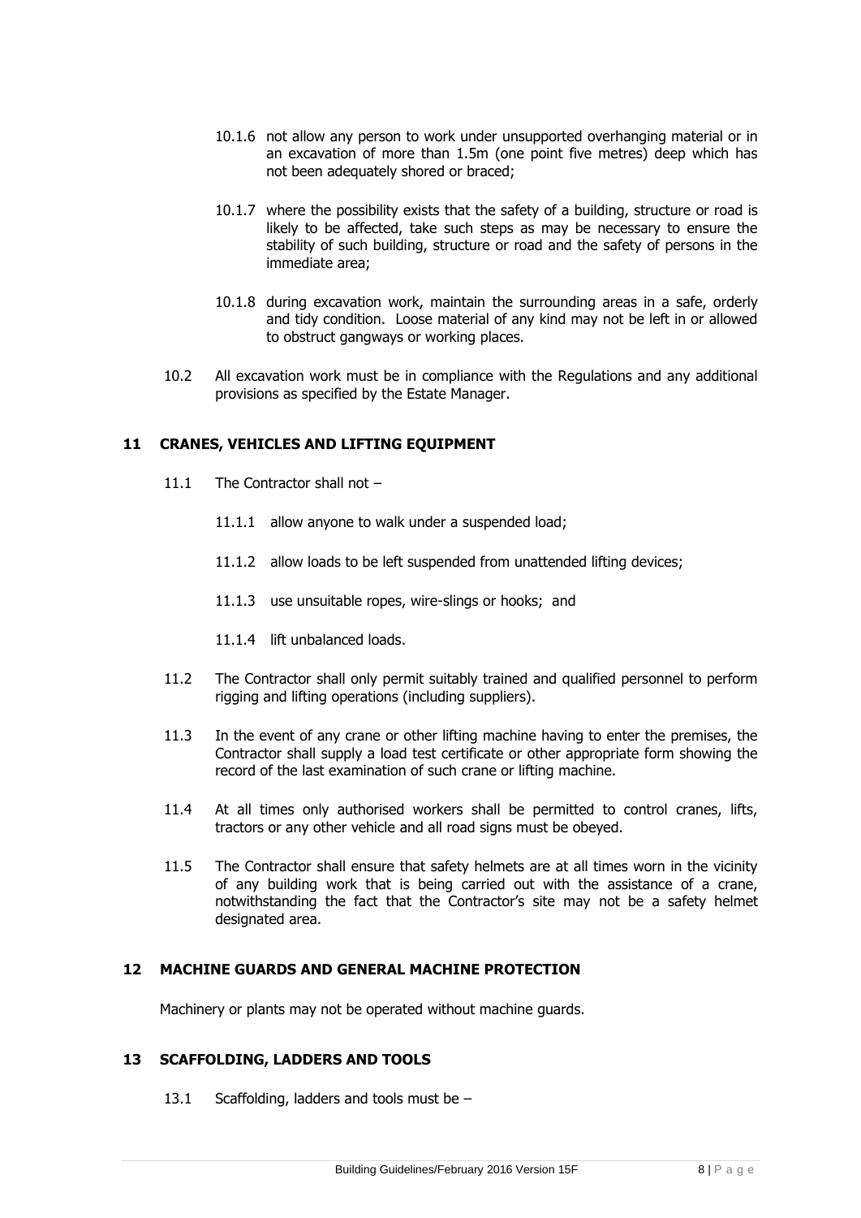10.1.6 not allow any person to work under unsupported overhanging material or in an excavation of more than 1.5m (one point five metres) deep which has not been adequately shored or braced;

10.1.7 where the possibility exists that the safety of a building, structure or road is likely to be affected, take such steps as may be necessary to ensure the stability of such building, structure or road and the safety of persons in the immediate area;

10.1.8 during excavation work, maintain the surrounding areas in a safe, orderly and tidy condition. Loose material of any kind may not be left in or allowed to obstruct gangways or working places.

10.2 All excavation work must be in compliance with the Regulations and any additional provisions as specified by the Estate Manager.

## 11 CRANES, VEHICLES AND LIFTING EQUIPMENT

11.1 The Contractor shall not –

11.1.1 allow anyone to walk under a suspended load;

11.1.2 allow loads to be left suspended from unattended lifting devices;

11.1.3 use unsuitable ropes, wire-slings or hooks; and

11.1.4 lift unbalanced loads.

11.2 The Contractor shall only permit suitably trained and qualified personnel to perform rigging and lifting operations (including suppliers).

11.3 In the event of any crane or other lifting machine having to enter the premises, the Contractor shall supply a load test certificate or other appropriate form showing the record of the last examination of such crane or lifting machine.

11.4 At all times only authorised workers shall be permitted to control cranes, lifts, tractors or any other vehicle and all road signs must be obeyed.

11.5 The Contractor shall ensure that safety helmets are at all times worn in the vicinity of any building work that is being carried out with the assistance of a crane, notwithstanding the fact that the Contractor's site may not be a safety helmet designated area.

## 12 MACHINE GUARDS AND GENERAL MACHINE PROTECTION

Machinery or plants may not be operated without machine guards.

## 13 SCAFFOLDING, LADDERS AND TOOLS

13.1 Scaffolding, ladders and tools must be –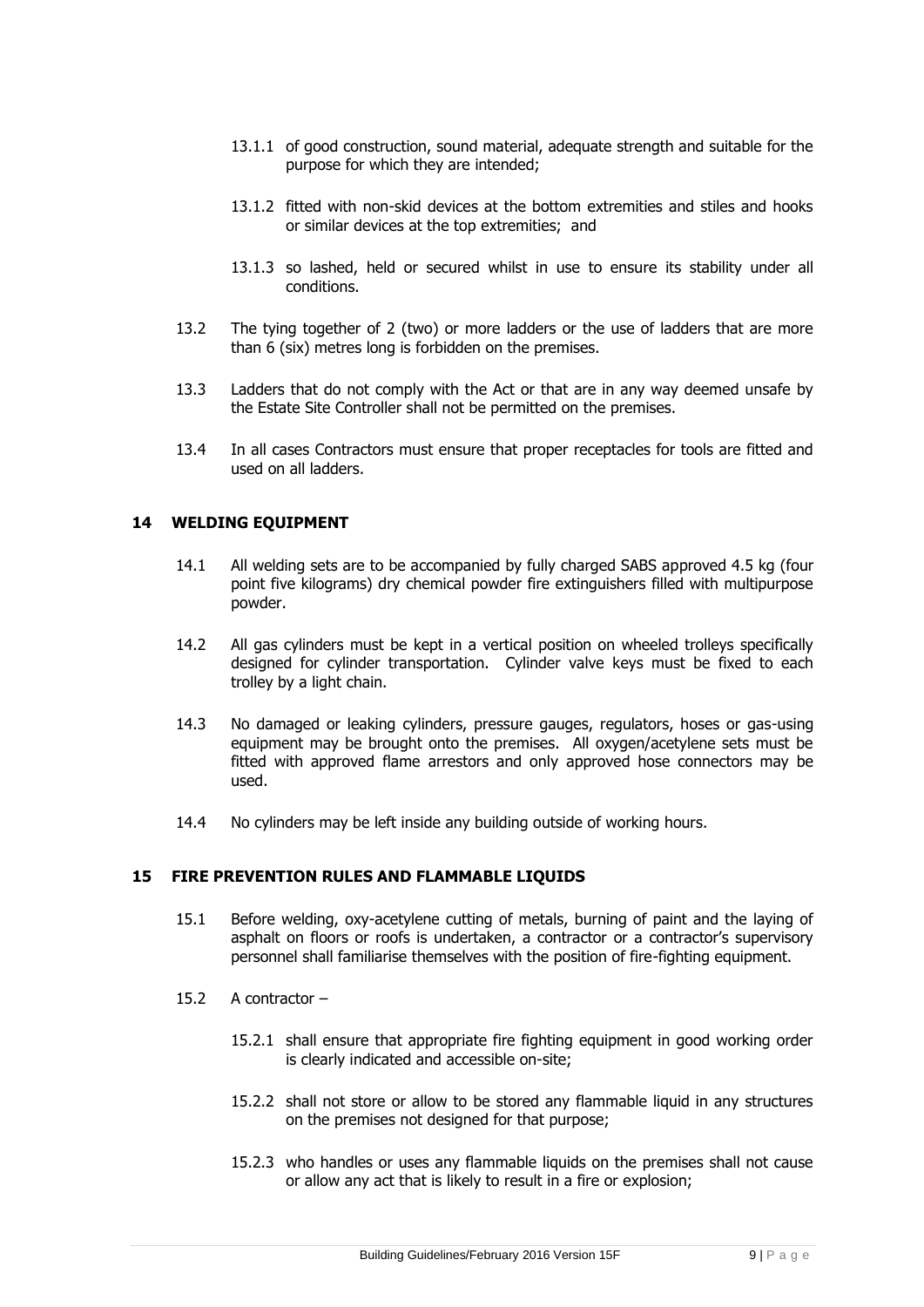13.1.1 of good construction, sound material, adequate strength and suitable for the purpose for which they are intended;

13.1.2 fitted with non-skid devices at the bottom extremities and stiles and hooks or similar devices at the top extremities; and

13.1.3 so lashed, held or secured whilst in use to ensure its stability under all conditions.

13.2 The tying together of 2 (two) or more ladders or the use of ladders that are more than 6 (six) metres long is forbidden on the premises.

13.3 Ladders that do not comply with the Act or that are in any way deemed unsafe by the Estate Site Controller shall not be permitted on the premises.

13.4 In all cases Contractors must ensure that proper receptacles for tools are fitted and used on all ladders.

## 14 WELDING EQUIPMENT

14.1 All welding sets are to be accompanied by fully charged SABS approved 4.5 kg (four point five kilograms) dry chemical powder fire extinguishers filled with multipurpose powder.

14.2 All gas cylinders must be kept in a vertical position on wheeled trolleys specifically designed for cylinder transportation. Cylinder valve keys must be fixed to each trolley by a light chain.

14.3 No damaged or leaking cylinders, pressure gauges, regulators, hoses or gas-using equipment may be brought onto the premises. All oxygen/acetylene sets must be fitted with approved flame arrestors and only approved hose connectors may be used.

14.4 No cylinders may be left inside any building outside of working hours.

## 15 FIRE PREVENTION RULES AND FLAMMABLE LIQUIDS

15.1 Before welding, oxy-acetylene cutting of metals, burning of paint and the laying of asphalt on floors or roofs is undertaken, a contractor or a contractor's supervisory personnel shall familiarise themselves with the position of fire-fighting equipment.

15.2 A contractor –

15.2.1 shall ensure that appropriate fire fighting equipment in good working order is clearly indicated and accessible on-site;

15.2.2 shall not store or allow to be stored any flammable liquid in any structures on the premises not designed for that purpose;

15.2.3 who handles or uses any flammable liquids on the premises shall not cause or allow any act that is likely to result in a fire or explosion;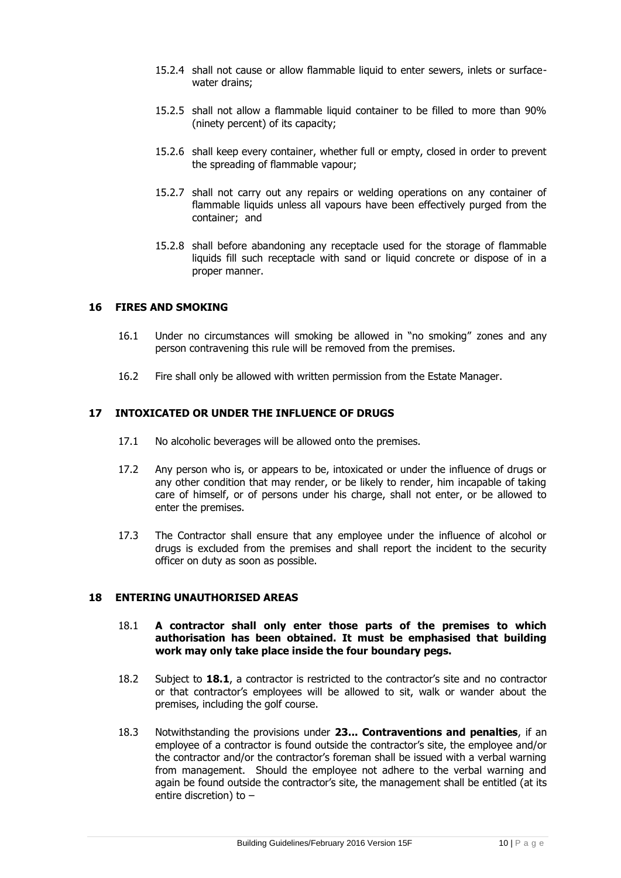15.2.4 shall not cause or allow flammable liquid to enter sewers, inlets or surface-water drains;

15.2.5 shall not allow a flammable liquid container to be filled to more than 90% (ninety percent) of its capacity;

15.2.6 shall keep every container, whether full or empty, closed in order to prevent the spreading of flammable vapour;

15.2.7 shall not carry out any repairs or welding operations on any container of flammable liquids unless all vapours have been effectively purged from the container; and

15.2.8 shall before abandoning any receptacle used for the storage of flammable liquids fill such receptacle with sand or liquid concrete or dispose of in a proper manner.

## 16 FIRES AND SMOKING

16.1 Under no circumstances will smoking be allowed in "no smoking" zones and any person contravening this rule will be removed from the premises.

16.2 Fire shall only be allowed with written permission from the Estate Manager.

## 17 INTOXICATED OR UNDER THE INFLUENCE OF DRUGS

17.1 No alcoholic beverages will be allowed onto the premises.

17.2 Any person who is, or appears to be, intoxicated or under the influence of drugs or any other condition that may render, or be likely to render, him incapable of taking care of himself, or of persons under his charge, shall not enter, or be allowed to enter the premises.

17.3 The Contractor shall ensure that any employee under the influence of alcohol or drugs is excluded from the premises and shall report the incident to the security officer on duty as soon as possible.

## 18 ENTERING UNAUTHORISED AREAS

18.1 **A contractor shall only enter those parts of the premises to which authorisation has been obtained. It must be emphasised that building work may only take place inside the four boundary pegs.**

18.2 Subject to **18.1**, a contractor is restricted to the contractor's site and no contractor or that contractor's employees will be allowed to sit, walk or wander about the premises, including the golf course.

18.3 Notwithstanding the provisions under **23... Contraventions and penalties**, if an employee of a contractor is found outside the contractor's site, the employee and/or the contractor and/or the contractor's foreman shall be issued with a verbal warning from management. Should the employee not adhere to the verbal warning and again be found outside the contractor's site, the management shall be entitled (at its entire discretion) to –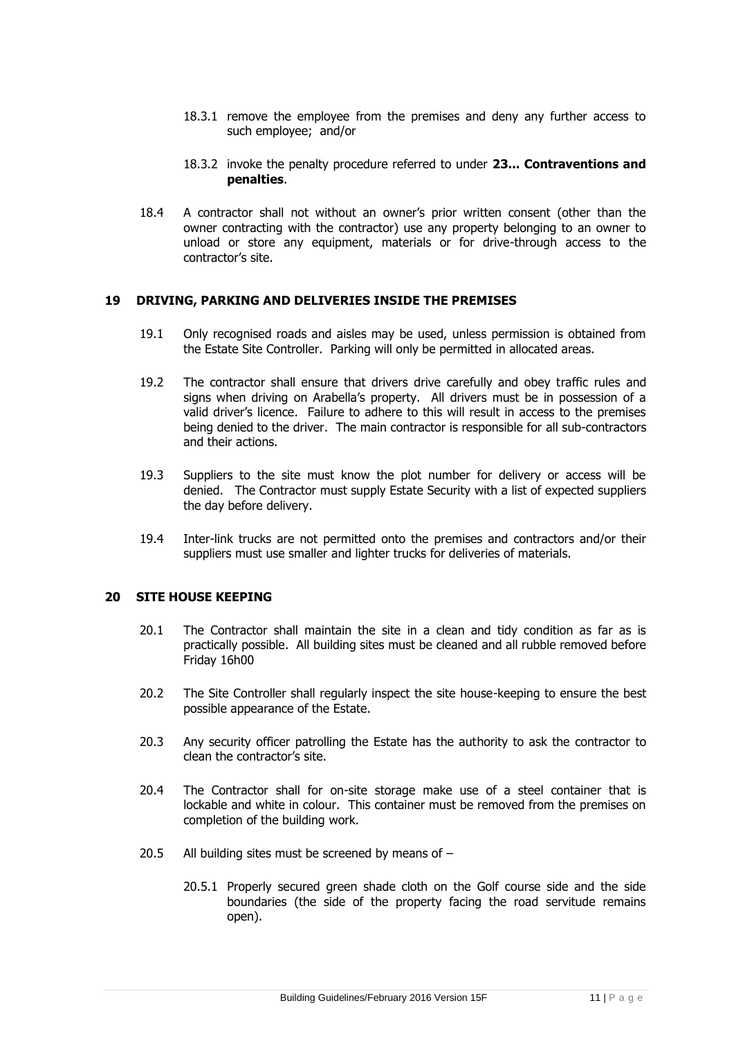18.3.1 remove the employee from the premises and deny any further access to such employee; and/or

18.3.2 invoke the penalty procedure referred to under **23... Contraventions and penalties**.

18.4 A contractor shall not without an owner's prior written consent (other than the owner contracting with the contractor) use any property belonging to an owner to unload or store any equipment, materials or for drive-through access to the contractor's site.

## 19 DRIVING, PARKING AND DELIVERIES INSIDE THE PREMISES

19.1 Only recognised roads and aisles may be used, unless permission is obtained from the Estate Site Controller. Parking will only be permitted in allocated areas.

19.2 The contractor shall ensure that drivers drive carefully and obey traffic rules and signs when driving on Arabella's property. All drivers must be in possession of a valid driver's licence. Failure to adhere to this will result in access to the premises being denied to the driver. The main contractor is responsible for all sub-contractors and their actions.

19.3 Suppliers to the site must know the plot number for delivery or access will be denied. The Contractor must supply Estate Security with a list of expected suppliers the day before delivery.

19.4 Inter-link trucks are not permitted onto the premises and contractors and/or their suppliers must use smaller and lighter trucks for deliveries of materials.

## 20 SITE HOUSE KEEPING

20.1 The Contractor shall maintain the site in a clean and tidy condition as far as is practically possible. All building sites must be cleaned and all rubble removed before Friday 16h00

20.2 The Site Controller shall regularly inspect the site house-keeping to ensure the best possible appearance of the Estate.

20.3 Any security officer patrolling the Estate has the authority to ask the contractor to clean the contractor's site.

20.4 The Contractor shall for on-site storage make use of a steel container that is lockable and white in colour. This container must be removed from the premises on completion of the building work.

20.5 All building sites must be screened by means of –

20.5.1 Properly secured green shade cloth on the Golf course side and the side boundaries (the side of the property facing the road servitude remains open).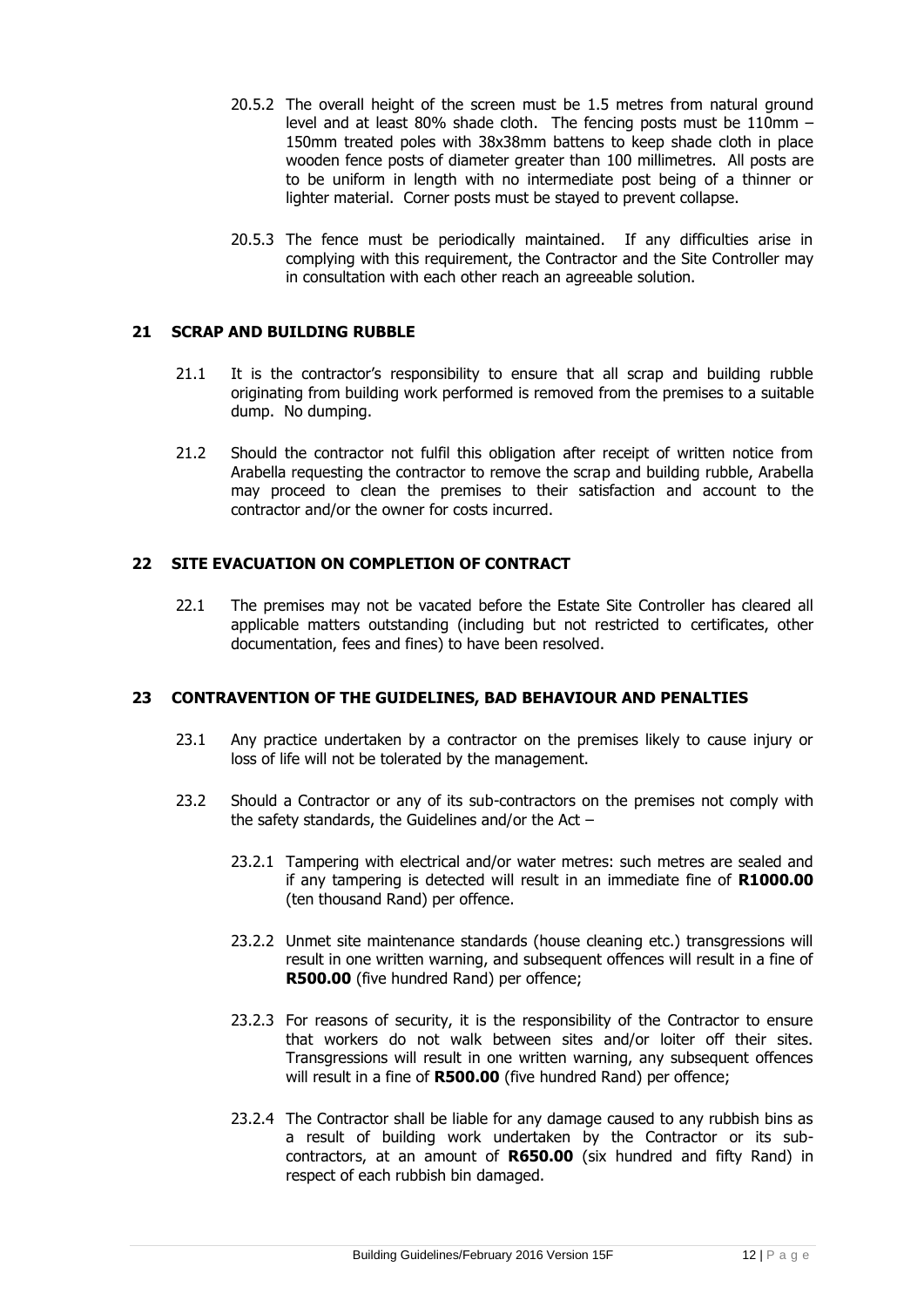20.5.2 The overall height of the screen must be 1.5 metres from natural ground level and at least 80% shade cloth. The fencing posts must be 110mm – 150mm treated poles with 38x38mm battens to keep shade cloth in place wooden fence posts of diameter greater than 100 millimetres. All posts are to be uniform in length with no intermediate post being of a thinner or lighter material. Corner posts must be stayed to prevent collapse.

20.5.3 The fence must be periodically maintained. If any difficulties arise in complying with this requirement, the Contractor and the Site Controller may in consultation with each other reach an agreeable solution.

## 21 SCRAP AND BUILDING RUBBLE

21.1 It is the contractor's responsibility to ensure that all scrap and building rubble originating from building work performed is removed from the premises to a suitable dump. No dumping.

21.2 Should the contractor not fulfil this obligation after receipt of written notice from Arabella requesting the contractor to remove the scrap and building rubble, Arabella may proceed to clean the premises to their satisfaction and account to the contractor and/or the owner for costs incurred.

## 22 SITE EVACUATION ON COMPLETION OF CONTRACT

22.1 The premises may not be vacated before the Estate Site Controller has cleared all applicable matters outstanding (including but not restricted to certificates, other documentation, fees and fines) to have been resolved.

## 23 CONTRAVENTION OF THE GUIDELINES, BAD BEHAVIOUR AND PENALTIES

23.1 Any practice undertaken by a contractor on the premises likely to cause injury or loss of life will not be tolerated by the management.

23.2 Should a Contractor or any of its sub-contractors on the premises not comply with the safety standards, the Guidelines and/or the Act –

23.2.1 Tampering with electrical and/or water metres: such metres are sealed and if any tampering is detected will result in an immediate fine of **R1000.00** (ten thousand Rand) per offence.

23.2.2 Unmet site maintenance standards (house cleaning etc.) transgressions will result in one written warning, and subsequent offences will result in a fine of **R500.00** (five hundred Rand) per offence;

23.2.3 For reasons of security, it is the responsibility of the Contractor to ensure that workers do not walk between sites and/or loiter off their sites. Transgressions will result in one written warning, any subsequent offences will result in a fine of **R500.00** (five hundred Rand) per offence;

23.2.4 The Contractor shall be liable for any damage caused to any rubbish bins as a result of building work undertaken by the Contractor or its sub-contractors, at an amount of **R650.00** (six hundred and fifty Rand) in respect of each rubbish bin damaged.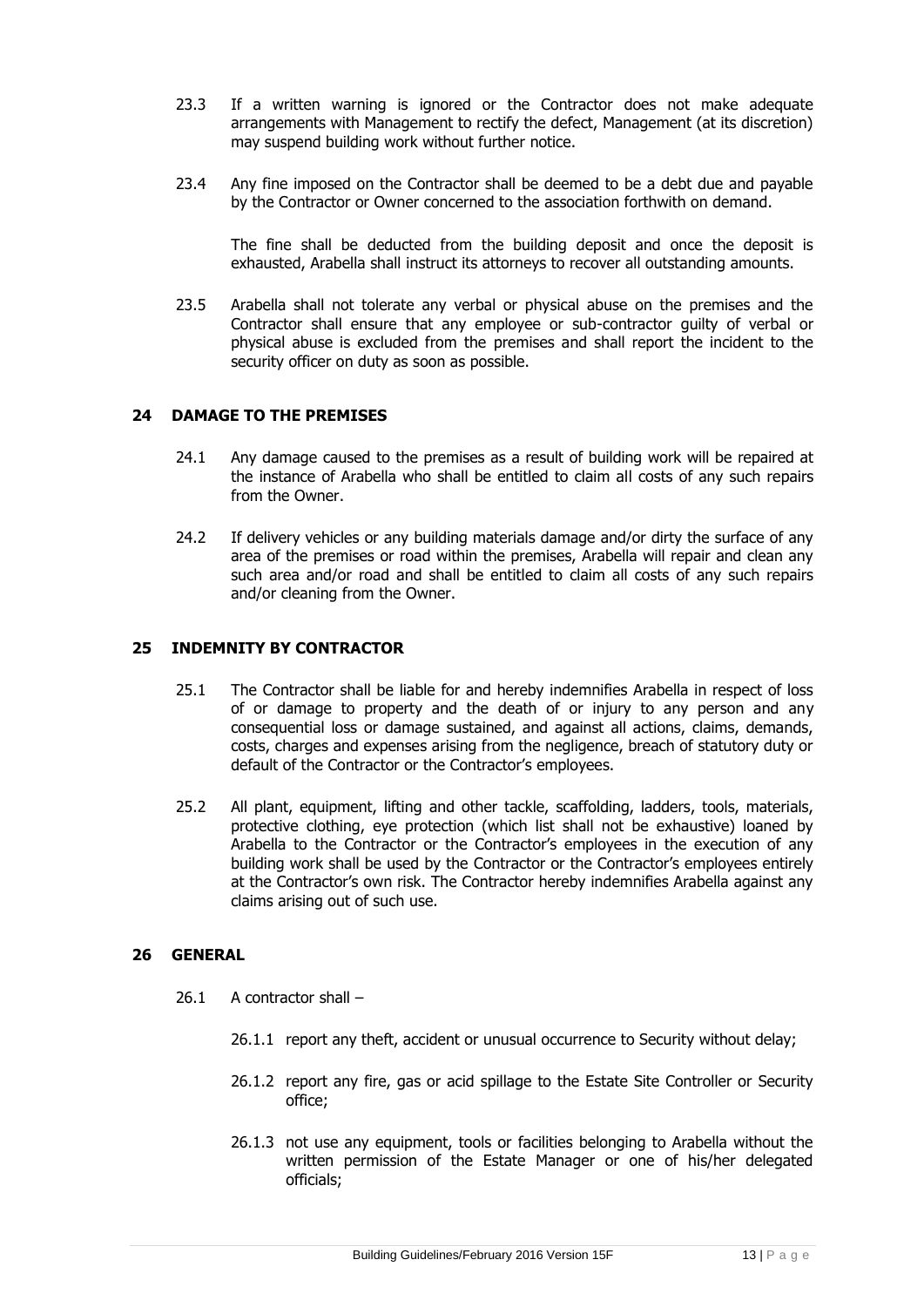23.3 If a written warning is ignored or the Contractor does not make adequate arrangements with Management to rectify the defect, Management (at its discretion) may suspend building work without further notice.

23.4 Any fine imposed on the Contractor shall be deemed to be a debt due and payable by the Contractor or Owner concerned to the association forthwith on demand.

The fine shall be deducted from the building deposit and once the deposit is exhausted, Arabella shall instruct its attorneys to recover all outstanding amounts.

23.5 Arabella shall not tolerate any verbal or physical abuse on the premises and the Contractor shall ensure that any employee or sub-contractor guilty of verbal or physical abuse is excluded from the premises and shall report the incident to the security officer on duty as soon as possible.

## 24 DAMAGE TO THE PREMISES

24.1 Any damage caused to the premises as a result of building work will be repaired at the instance of Arabella who shall be entitled to claim all costs of any such repairs from the Owner.

24.2 If delivery vehicles or any building materials damage and/or dirty the surface of any area of the premises or road within the premises, Arabella will repair and clean any such area and/or road and shall be entitled to claim all costs of any such repairs and/or cleaning from the Owner.

## 25 INDEMNITY BY CONTRACTOR

25.1 The Contractor shall be liable for and hereby indemnifies Arabella in respect of loss of or damage to property and the death of or injury to any person and any consequential loss or damage sustained, and against all actions, claims, demands, costs, charges and expenses arising from the negligence, breach of statutory duty or default of the Contractor or the Contractor's employees.

25.2 All plant, equipment, lifting and other tackle, scaffolding, ladders, tools, materials, protective clothing, eye protection (which list shall not be exhaustive) loaned by Arabella to the Contractor or the Contractor's employees in the execution of any building work shall be used by the Contractor or the Contractor's employees entirely at the Contractor's own risk. The Contractor hereby indemnifies Arabella against any claims arising out of such use.

## 26 GENERAL

26.1 A contractor shall –

26.1.1 report any theft, accident or unusual occurrence to Security without delay;

26.1.2 report any fire, gas or acid spillage to the Estate Site Controller or Security office;

26.1.3 not use any equipment, tools or facilities belonging to Arabella without the written permission of the Estate Manager or one of his/her delegated officials;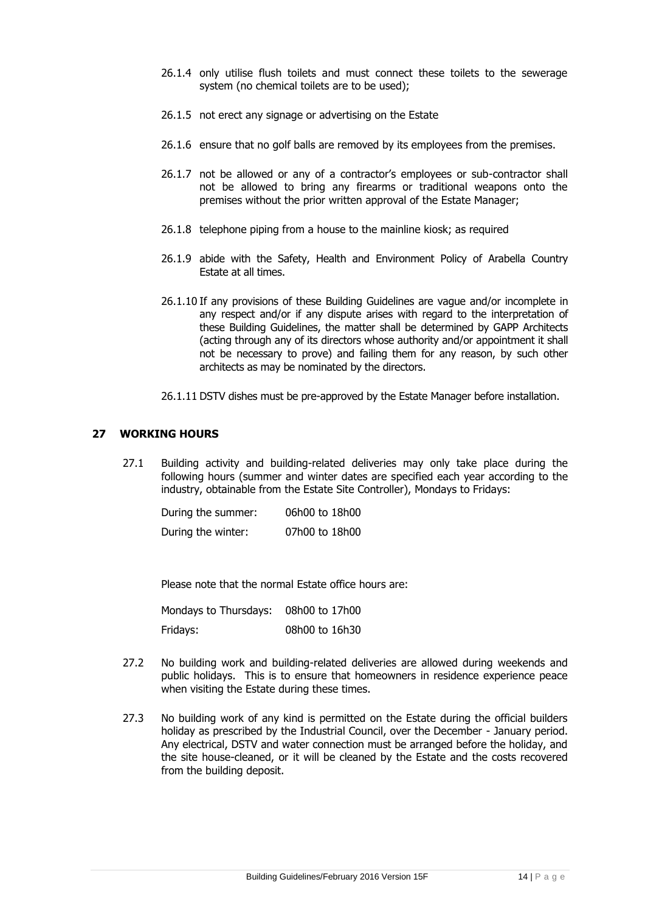26.1.4 only utilise flush toilets and must connect these toilets to the sewerage system (no chemical toilets are to be used);

26.1.5 not erect any signage or advertising on the Estate

26.1.6 ensure that no golf balls are removed by its employees from the premises.

26.1.7 not be allowed or any of a contractor's employees or sub-contractor shall not be allowed to bring any firearms or traditional weapons onto the premises without the prior written approval of the Estate Manager;

26.1.8 telephone piping from a house to the mainline kiosk; as required

26.1.9 abide with the Safety, Health and Environment Policy of Arabella Country Estate at all times.

26.1.10 If any provisions of these Building Guidelines are vague and/or incomplete in any respect and/or if any dispute arises with regard to the interpretation of these Building Guidelines, the matter shall be determined by GAPP Architects (acting through any of its directors whose authority and/or appointment it shall not be necessary to prove) and failing them for any reason, by such other architects as may be nominated by the directors.

26.1.11 DSTV dishes must be pre-approved by the Estate Manager before installation.

## 27 WORKING HOURS

27.1 Building activity and building-related deliveries may only take place during the following hours (summer and winter dates are specified each year according to the industry, obtainable from the Estate Site Controller), Mondays to Fridays:

| | |
|---|---|
| During the summer: | 06h00 to 18h00 |
| During the winter: | 07h00 to 18h00 |

Please note that the normal Estate office hours are:

| | |
|---|---|
| Mondays to Thursdays: | 08h00 to 17h00 |
| Fridays: | 08h00 to 16h30 |

27.2 No building work and building-related deliveries are allowed during weekends and public holidays. This is to ensure that homeowners in residence experience peace when visiting the Estate during these times.

27.3 No building work of any kind is permitted on the Estate during the official builders holiday as prescribed by the Industrial Council, over the December - January period. Any electrical, DSTV and water connection must be arranged before the holiday, and the site house-cleaned, or it will be cleaned by the Estate and the costs recovered from the building deposit.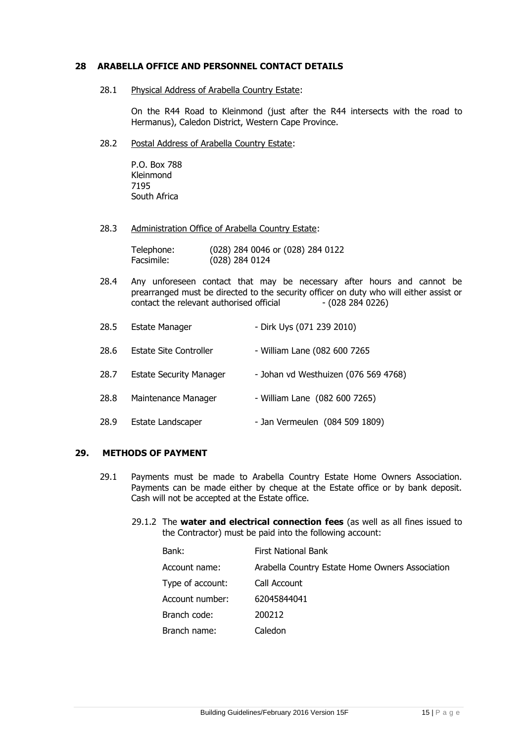## 28 ARABELLA OFFICE AND PERSONNEL CONTACT DETAILS

28.1 Physical Address of Arabella Country Estate:

On the R44 Road to Kleinmond (just after the R44 intersects with the road to Hermanus), Caledon District, Western Cape Province.

28.2 Postal Address of Arabella Country Estate:

P.O. Box 788
Kleinmond
7195
South Africa

28.3 Administration Office of Arabella Country Estate:

Telephone: (028) 284 0046 or (028) 284 0122
Facsimile: (028) 284 0124

28.4 Any unforeseen contact that may be necessary after hours and cannot be prearranged must be directed to the security officer on duty who will either assist or contact the relevant authorised official - (028 284 0226)

28.5 Estate Manager - Dirk Uys (071 239 2010)

28.6 Estate Site Controller - William Lane (082 600 7265

28.7 Estate Security Manager - Johan vd Westhuizen (076 569 4768)

28.8 Maintenance Manager - William Lane (082 600 7265)

28.9 Estate Landscaper - Jan Vermeulen (084 509 1809)

## 29. METHODS OF PAYMENT

29.1 Payments must be made to Arabella Country Estate Home Owners Association. Payments can be made either by cheque at the Estate office or by bank deposit. Cash will not be accepted at the Estate office.

29.1.2 The **water and electrical connection fees** (as well as all fines issued to the Contractor) must be paid into the following account:

| | |
|---|---|
| Bank: | First National Bank |
| Account name: | Arabella Country Estate Home Owners Association |
| Type of account: | Call Account |
| Account number: | 62045844041 |
| Branch code: | 200212 |
| Branch name: | Caledon |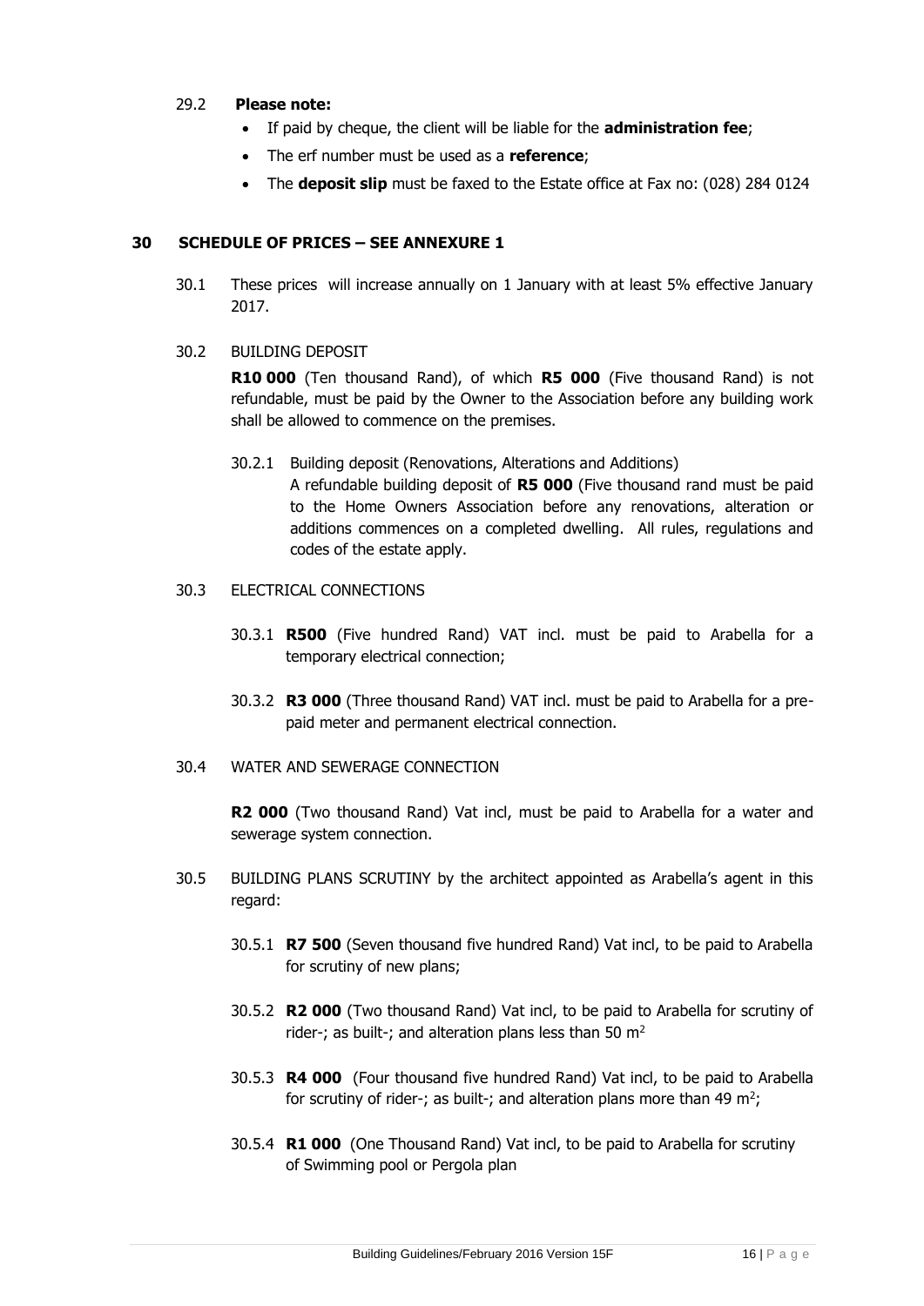29.2 **Please note:**

- If paid by cheque, the client will be liable for the **administration fee**;
- The erf number must be used as a **reference**;
- The **deposit slip** must be faxed to the Estate office at Fax no: (028) 284 0124

## 30 SCHEDULE OF PRICES – SEE ANNEXURE 1

30.1 These prices will increase annually on 1 January with at least 5% effective January 2017.

30.2 BUILDING DEPOSIT

**R10 000** (Ten thousand Rand), of which **R5 000** (Five thousand Rand) is not refundable, must be paid by the Owner to the Association before any building work shall be allowed to commence on the premises.

30.2.1 Building deposit (Renovations, Alterations and Additions)
A refundable building deposit of **R5 000** (Five thousand rand must be paid to the Home Owners Association before any renovations, alteration or additions commences on a completed dwelling. All rules, regulations and codes of the estate apply.

30.3 ELECTRICAL CONNECTIONS

30.3.1 **R500** (Five hundred Rand) VAT incl. must be paid to Arabella for a temporary electrical connection;

30.3.2 **R3 000** (Three thousand Rand) VAT incl. must be paid to Arabella for a pre-paid meter and permanent electrical connection.

30.4 WATER AND SEWERAGE CONNECTION

**R2 000** (Two thousand Rand) Vat incl, must be paid to Arabella for a water and sewerage system connection.

30.5 BUILDING PLANS SCRUTINY by the architect appointed as Arabella's agent in this regard:

30.5.1 **R7 500** (Seven thousand five hundred Rand) Vat incl, to be paid to Arabella for scrutiny of new plans;

30.5.2 **R2 000** (Two thousand Rand) Vat incl, to be paid to Arabella for scrutiny of rider-; as built-; and alteration plans less than 50 $m^2$

30.5.3 **R4 000** (Four thousand five hundred Rand) Vat incl, to be paid to Arabella for scrutiny of rider-; as built-; and alteration plans more than 49 $m^2$;

30.5.4 **R1 000** (One Thousand Rand) Vat incl, to be paid to Arabella for scrutiny of Swimming pool or Pergola plan